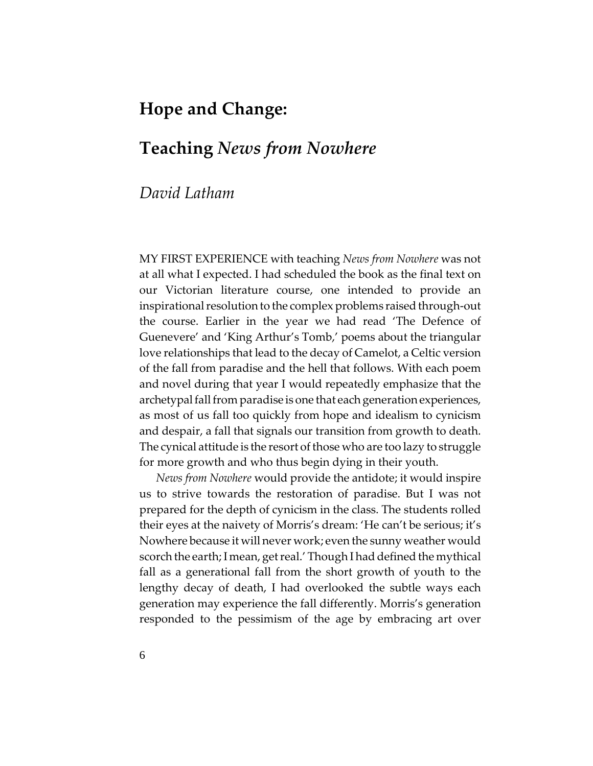# Hope and Change:

# Teaching *News from Nowhere*

*David Latham*

MY FIRST EXPERIENCE with teaching *News from Nowhere* was not at all what I expected. I had scheduled the book as the final text on our Victorian literature course, one intended to provide an inspirational resolution to the complex problems raised through-out the course. Earlier in the year we had read 'The Defence of Guenevere' and 'King Arthur's Tomb,' poems about the triangular love relationships that lead to the decay of Camelot, a Celtic version of the fall from paradise and the hell that follows. With each poem and novel during that year I would repeatedly emphasize that the archetypal fall from paradise is one that each generation experiences, as most of us fall too quickly from hope and idealism to cynicism and despair, a fall that signals our transition from growth to death. The cynical attitude is the resort of those who are too lazy to struggle for more growth and who thus begin dying in their youth.

*News from Nowhere* would provide the antidote; it would inspire us to strive towards the restoration of paradise. But I was not prepared for the depth of cynicism in the class. The students rolled their eyes at the naivety of Morris's dream: 'He can't be serious; it's Nowhere because it will never work; even the sunny weather would scorch the earth; I mean, get real.' Though I had defined the mythical fall as a generational fall from the short growth of youth to the lengthy decay of death, I had overlooked the subtle ways each generation may experience the fall differently. Morris's generation responded to the pessimism of the age by embracing art over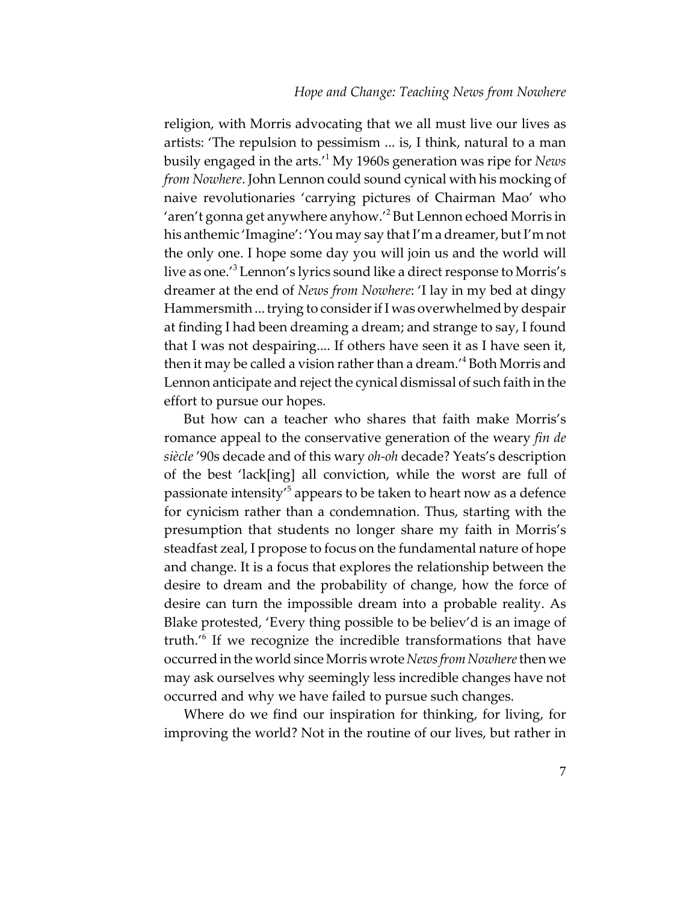religion, with Morris advocating that we all must live our lives as artists: 'The repulsion to pessimism ... is, I think, natural to a man busily engaged in the arts.'[1] My 1960s generation was ripe for *News from Nowhere*. John Lennon could sound cynical with his mocking of naive revolutionaries 'carrying pictures of Chairman Mao' who 'aren't gonna get anywhere anyhow.'[2] But Lennon echoed Morris in his anthemic 'Imagine': 'You may say that I'm a dreamer, but I'm not the only one. I hope some day you will join us and the world will live as one.'[3] Lennon's lyrics sound like a direct response to Morris's dreamer at the end of *News from Nowhere*: 'I lay in my bed at dingy Hammersmith ... trying to consider if I was overwhelmed by despair at finding I had been dreaming a dream; and strange to say, I found that I was not despairing.... If others have seen it as I have seen it, then it may be called a vision rather than a dream.'[4] Both Morris and Lennon anticipate and reject the cynical dismissal of such faith in the effort to pursue our hopes.

But how can a teacher who shares that faith make Morris's romance appeal to the conservative generation of the weary *fin de siècle* '90s decade and of this wary *oh-oh* decade? Yeats's description of the best 'lack[ing] all conviction, while the worst are full of passionate intensity'[5] appears to be taken to heart now as a defence for cynicism rather than a condemnation. Thus, starting with the presumption that students no longer share my faith in Morris's steadfast zeal, I propose to focus on the fundamental nature of hope and change. It is a focus that explores the relationship between the desire to dream and the probability of change, how the force of desire can turn the impossible dream into a probable reality. As Blake protested, 'Every thing possible to be believ'd is an image of truth.'[6] If we recognize the incredible transformations that have occurred in the world since Morris wrote *News from Nowhere* then we may ask ourselves why seemingly less incredible changes have not occurred and why we have failed to pursue such changes.

Where do we find our inspiration for thinking, for living, for improving the world? Not in the routine of our lives, but rather in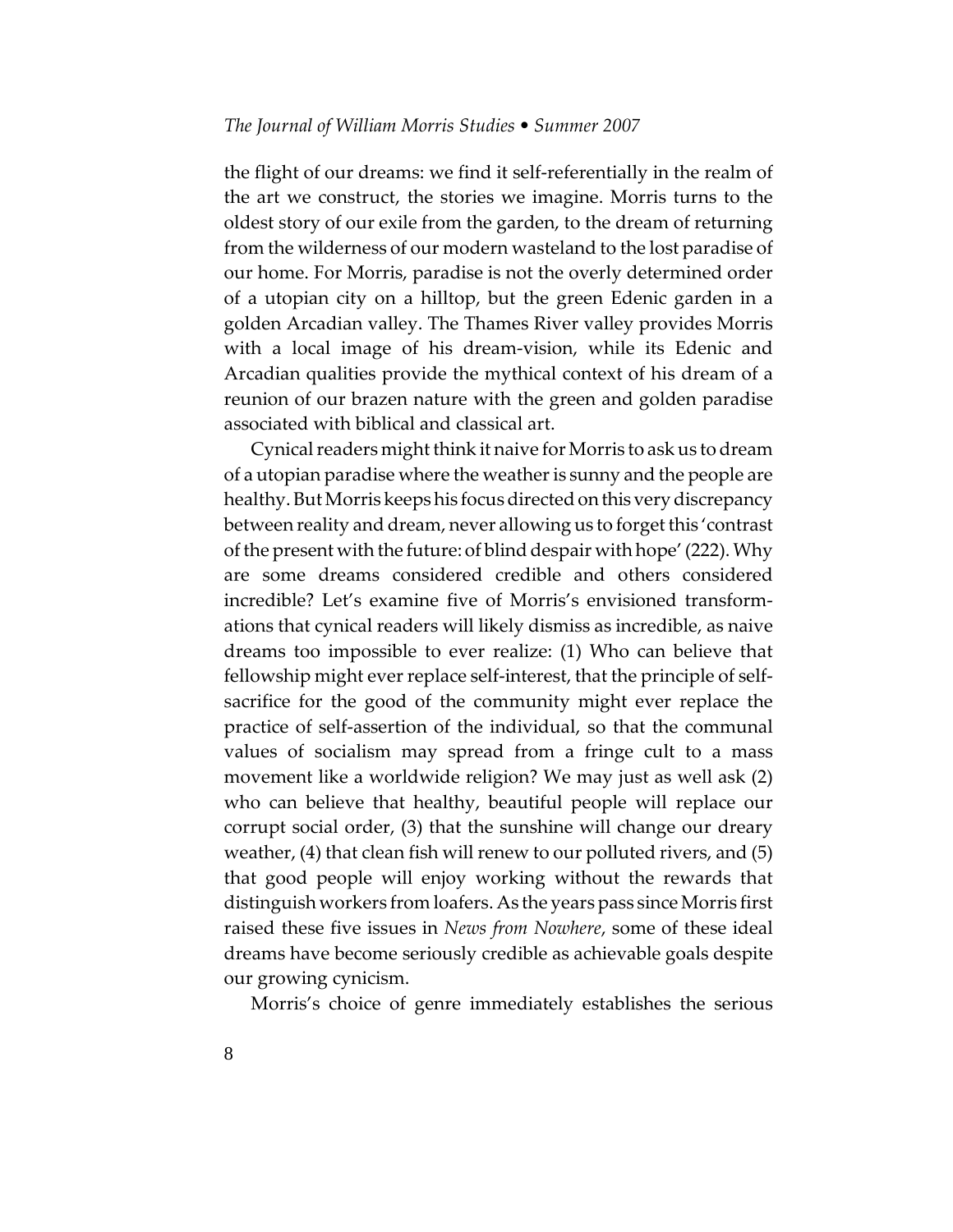the flight of our dreams: we find it self-referentially in the realm of the art we construct, the stories we imagine. Morris turns to the oldest story of our exile from the garden, to the dream of returning from the wilderness of our modern wasteland to the lost paradise of our home. For Morris, paradise is not the overly determined order of a utopian city on a hilltop, but the green Edenic garden in a golden Arcadian valley. The Thames River valley provides Morris with a local image of his dream-vision, while its Edenic and Arcadian qualities provide the mythical context of his dream of a reunion of our brazen nature with the green and golden paradise associated with biblical and classical art.

Cynical readers might think it naive for Morris to ask us to dream of a utopian paradise where the weather is sunny and the people are healthy. But Morris keeps his focus directed on this very discrepancy between reality and dream, never allowing us to forget this 'contrast of the present with the future: of blind despair with hope' (222). Why are some dreams considered credible and others considered incredible? Let's examine five of Morris's envisioned transformations that cynical readers will likely dismiss as incredible, as naive dreams too impossible to ever realize: (1) Who can believe that fellowship might ever replace self-interest, that the principle of self-sacrifice for the good of the community might ever replace the practice of self-assertion of the individual, so that the communal values of socialism may spread from a fringe cult to a mass movement like a worldwide religion? We may just as well ask (2) who can believe that healthy, beautiful people will replace our corrupt social order, (3) that the sunshine will change our dreary weather, (4) that clean fish will renew to our polluted rivers, and (5) that good people will enjoy working without the rewards that distinguish workers from loafers. As the years pass since Morris first raised these five issues in *News from Nowhere*, some of these ideal dreams have become seriously credible as achievable goals despite our growing cynicism.

Morris's choice of genre immediately establishes the serious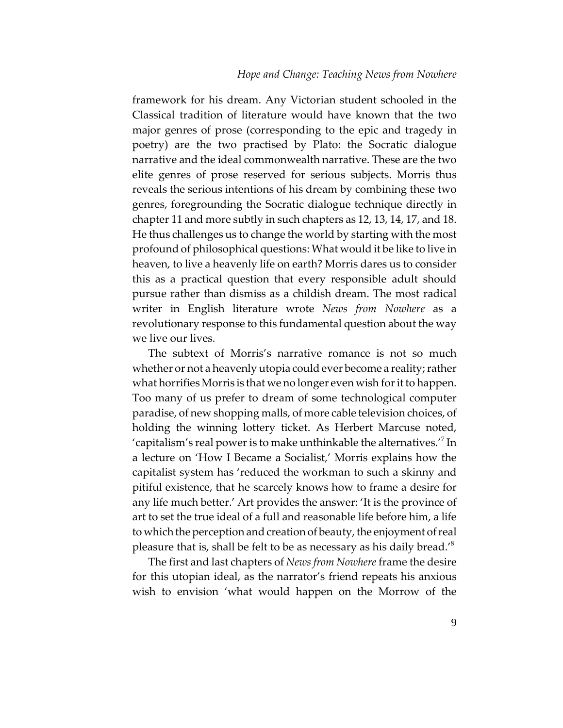framework for his dream. Any Victorian student schooled in the Classical tradition of literature would have known that the two major genres of prose (corresponding to the epic and tragedy in poetry) are the two practised by Plato: the Socratic dialogue narrative and the ideal commonwealth narrative. These are the two elite genres of prose reserved for serious subjects. Morris thus reveals the serious intentions of his dream by combining these two genres, foregrounding the Socratic dialogue technique directly in chapter 11 and more subtly in such chapters as 12, 13, 14, 17, and 18. He thus challenges us to change the world by starting with the most profound of philosophical questions: What would it be like to live in heaven, to live a heavenly life on earth? Morris dares us to consider this as a practical question that every responsible adult should pursue rather than dismiss as a childish dream. The most radical writer in English literature wrote *News from Nowhere* as a revolutionary response to this fundamental question about the way we live our lives.

The subtext of Morris's narrative romance is not so much whether or not a heavenly utopia could ever become a reality; rather what horrifies Morris is that we no longer even wish for it to happen. Too many of us prefer to dream of some technological computer paradise, of new shopping malls, of more cable television choices, of holding the winning lottery ticket. As Herbert Marcuse noted, 'capitalism's real power is to make unthinkable the alternatives.'[7] In a lecture on 'How I Became a Socialist,' Morris explains how the capitalist system has 'reduced the workman to such a skinny and pitiful existence, that he scarcely knows how to frame a desire for any life much better.' Art provides the answer: 'It is the province of art to set the true ideal of a full and reasonable life before him, a life to which the perception and creation of beauty, the enjoyment of real pleasure that is, shall be felt to be as necessary as his daily bread.'[8]

The first and last chapters of *News from Nowhere* frame the desire for this utopian ideal, as the narrator's friend repeats his anxious wish to envision 'what would happen on the Morrow of the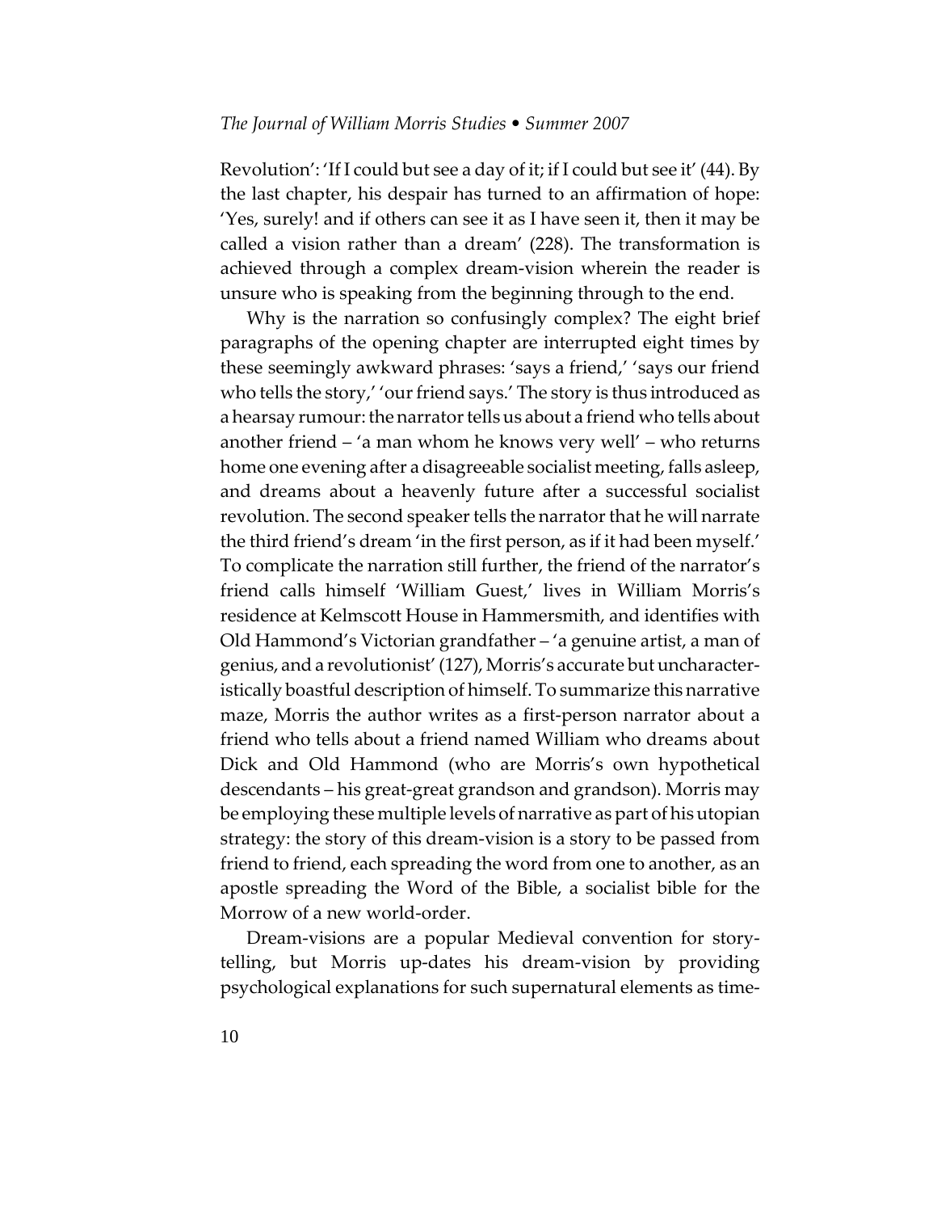Revolution': 'If I could but see a day of it; if I could but see it' (44). By the last chapter, his despair has turned to an affirmation of hope: 'Yes, surely! and if others can see it as I have seen it, then it may be called a vision rather than a dream' (228). The transformation is achieved through a complex dream-vision wherein the reader is unsure who is speaking from the beginning through to the end.

Why is the narration so confusingly complex? The eight brief paragraphs of the opening chapter are interrupted eight times by these seemingly awkward phrases: 'says a friend,' 'says our friend who tells the story,' 'our friend says.' The story is thus introduced as a hearsay rumour: the narrator tells us about a friend who tells about another friend – 'a man whom he knows very well' – who returns home one evening after a disagreeable socialist meeting, falls asleep, and dreams about a heavenly future after a successful socialist revolution. The second speaker tells the narrator that he will narrate the third friend's dream 'in the first person, as if it had been myself.' To complicate the narration still further, the friend of the narrator's friend calls himself 'William Guest,' lives in William Morris's residence at Kelmscott House in Hammersmith, and identifies with Old Hammond's Victorian grandfather – 'a genuine artist, a man of genius, and a revolutionist' (127), Morris's accurate but uncharacteristically boastful description of himself. To summarize this narrative maze, Morris the author writes as a first-person narrator about a friend who tells about a friend named William who dreams about Dick and Old Hammond (who are Morris's own hypothetical descendants – his great-great grandson and grandson). Morris may be employing these multiple levels of narrative as part of his utopian strategy: the story of this dream-vision is a story to be passed from friend to friend, each spreading the word from one to another, as an apostle spreading the Word of the Bible, a socialist bible for the Morrow of a new world-order.

Dream-visions are a popular Medieval convention for story-telling, but Morris up-dates his dream-vision by providing psychological explanations for such supernatural elements as time-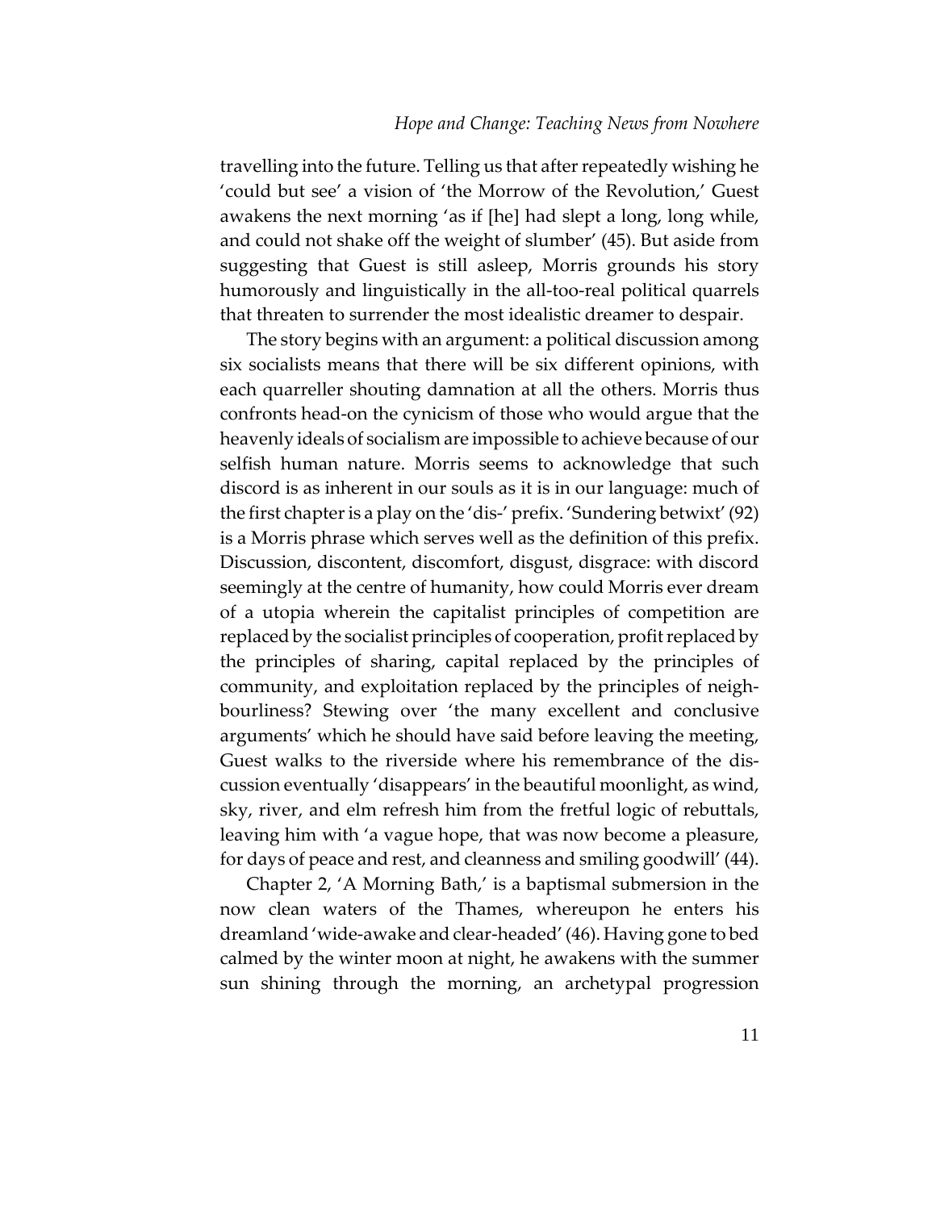travelling into the future. Telling us that after repeatedly wishing he 'could but see' a vision of 'the Morrow of the Revolution,' Guest awakens the next morning 'as if [he] had slept a long, long while, and could not shake off the weight of slumber' (45). But aside from suggesting that Guest is still asleep, Morris grounds his story humorously and linguistically in the all-too-real political quarrels that threaten to surrender the most idealistic dreamer to despair.

The story begins with an argument: a political discussion among six socialists means that there will be six different opinions, with each quarreller shouting damnation at all the others. Morris thus confronts head-on the cynicism of those who would argue that the heavenly ideals of socialism are impossible to achieve because of our selfish human nature. Morris seems to acknowledge that such discord is as inherent in our souls as it is in our language: much of the first chapter is a play on the 'dis-' prefix. 'Sundering betwixt' (92) is a Morris phrase which serves well as the definition of this prefix. Discussion, discontent, discomfort, disgust, disgrace: with discord seemingly at the centre of humanity, how could Morris ever dream of a utopia wherein the capitalist principles of competition are replaced by the socialist principles of cooperation, profit replaced by the principles of sharing, capital replaced by the principles of community, and exploitation replaced by the principles of neighbourliness? Stewing over 'the many excellent and conclusive arguments' which he should have said before leaving the meeting, Guest walks to the riverside where his remembrance of the discussion eventually 'disappears' in the beautiful moonlight, as wind, sky, river, and elm refresh him from the fretful logic of rebuttals, leaving him with 'a vague hope, that was now become a pleasure, for days of peace and rest, and cleanness and smiling goodwill' (44).

Chapter 2, 'A Morning Bath,' is a baptismal submersion in the now clean waters of the Thames, whereupon he enters his dreamland 'wide-awake and clear-headed' (46). Having gone to bed calmed by the winter moon at night, he awakens with the summer sun shining through the morning, an archetypal progression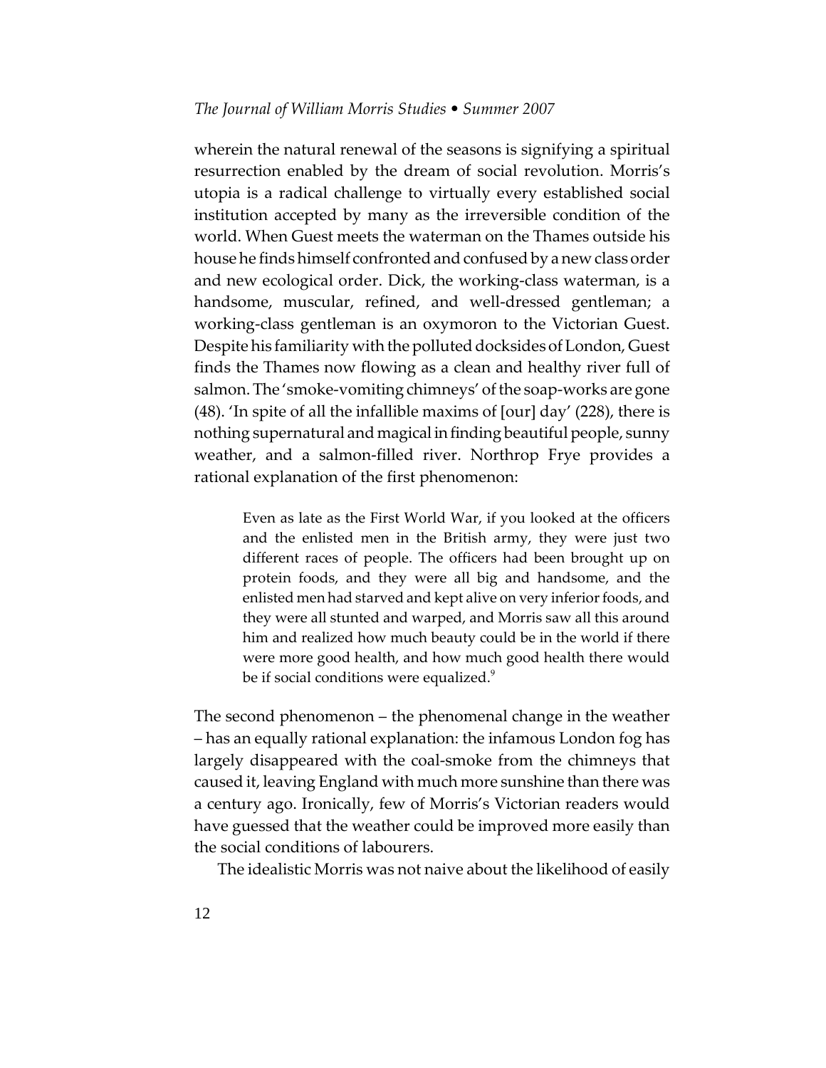wherein the natural renewal of the seasons is signifying a spiritual resurrection enabled by the dream of social revolution. Morris's utopia is a radical challenge to virtually every established social institution accepted by many as the irreversible condition of the world. When Guest meets the waterman on the Thames outside his house he finds himself confronted and confused by a new class order and new ecological order. Dick, the working-class waterman, is a handsome, muscular, refined, and well-dressed gentleman; a working-class gentleman is an oxymoron to the Victorian Guest. Despite his familiarity with the polluted docksides of London, Guest finds the Thames now flowing as a clean and healthy river full of salmon. The 'smoke-vomiting chimneys' of the soap-works are gone (48). 'In spite of all the infallible maxims of [our] day' (228), there is nothing supernatural and magical in finding beautiful people, sunny weather, and a salmon-filled river. Northrop Frye provides a rational explanation of the first phenomenon:

> Even as late as the First World War, if you looked at the officers and the enlisted men in the British army, they were just two different races of people. The officers had been brought up on protein foods, and they were all big and handsome, and the enlisted men had starved and kept alive on very inferior foods, and they were all stunted and warped, and Morris saw all this around him and realized how much beauty could be in the world if there were more good health, and how much good health there would be if social conditions were equalized.[9]

The second phenomenon – the phenomenal change in the weather – has an equally rational explanation: the infamous London fog has largely disappeared with the coal-smoke from the chimneys that caused it, leaving England with much more sunshine than there was a century ago. Ironically, few of Morris's Victorian readers would have guessed that the weather could be improved more easily than the social conditions of labourers.

The idealistic Morris was not naive about the likelihood of easily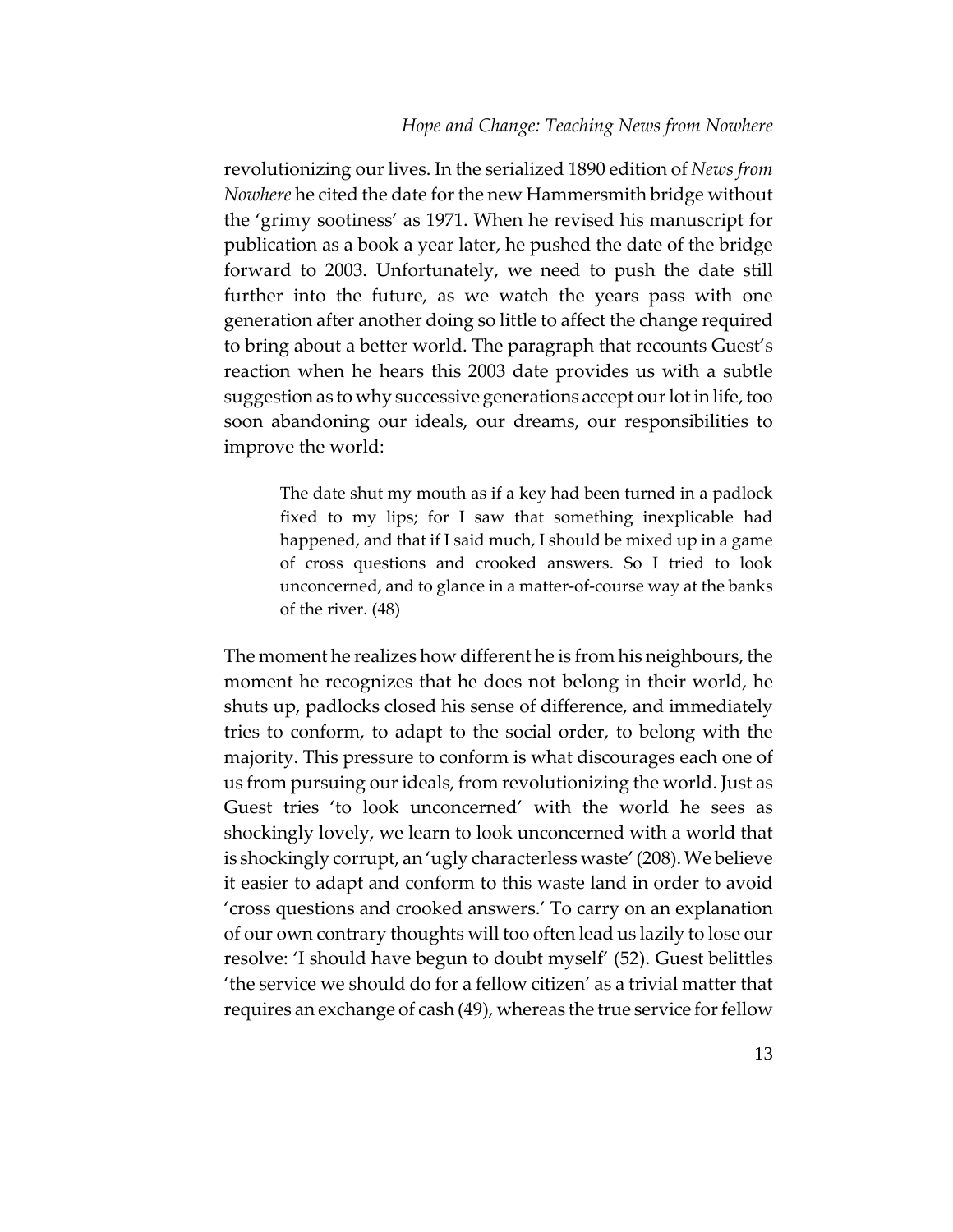revolutionizing our lives. In the serialized 1890 edition of *News from Nowhere* he cited the date for the new Hammersmith bridge without the 'grimy sootiness' as 1971. When he revised his manuscript for publication as a book a year later, he pushed the date of the bridge forward to 2003. Unfortunately, we need to push the date still further into the future, as we watch the years pass with one generation after another doing so little to affect the change required to bring about a better world. The paragraph that recounts Guest's reaction when he hears this 2003 date provides us with a subtle suggestion as to why successive generations accept our lot in life, too soon abandoning our ideals, our dreams, our responsibilities to improve the world:

> The date shut my mouth as if a key had been turned in a padlock fixed to my lips; for I saw that something inexplicable had happened, and that if I said much, I should be mixed up in a game of cross questions and crooked answers. So I tried to look unconcerned, and to glance in a matter-of-course way at the banks of the river. (48)

The moment he realizes how different he is from his neighbours, the moment he recognizes that he does not belong in their world, he shuts up, padlocks closed his sense of difference, and immediately tries to conform, to adapt to the social order, to belong with the majority. This pressure to conform is what discourages each one of us from pursuing our ideals, from revolutionizing the world. Just as Guest tries 'to look unconcerned' with the world he sees as shockingly lovely, we learn to look unconcerned with a world that is shockingly corrupt, an 'ugly characterless waste' (208). We believe it easier to adapt and conform to this waste land in order to avoid 'cross questions and crooked answers.' To carry on an explanation of our own contrary thoughts will too often lead us lazily to lose our resolve: 'I should have begun to doubt myself' (52). Guest belittles 'the service we should do for a fellow citizen' as a trivial matter that requires an exchange of cash (49), whereas the true service for fellow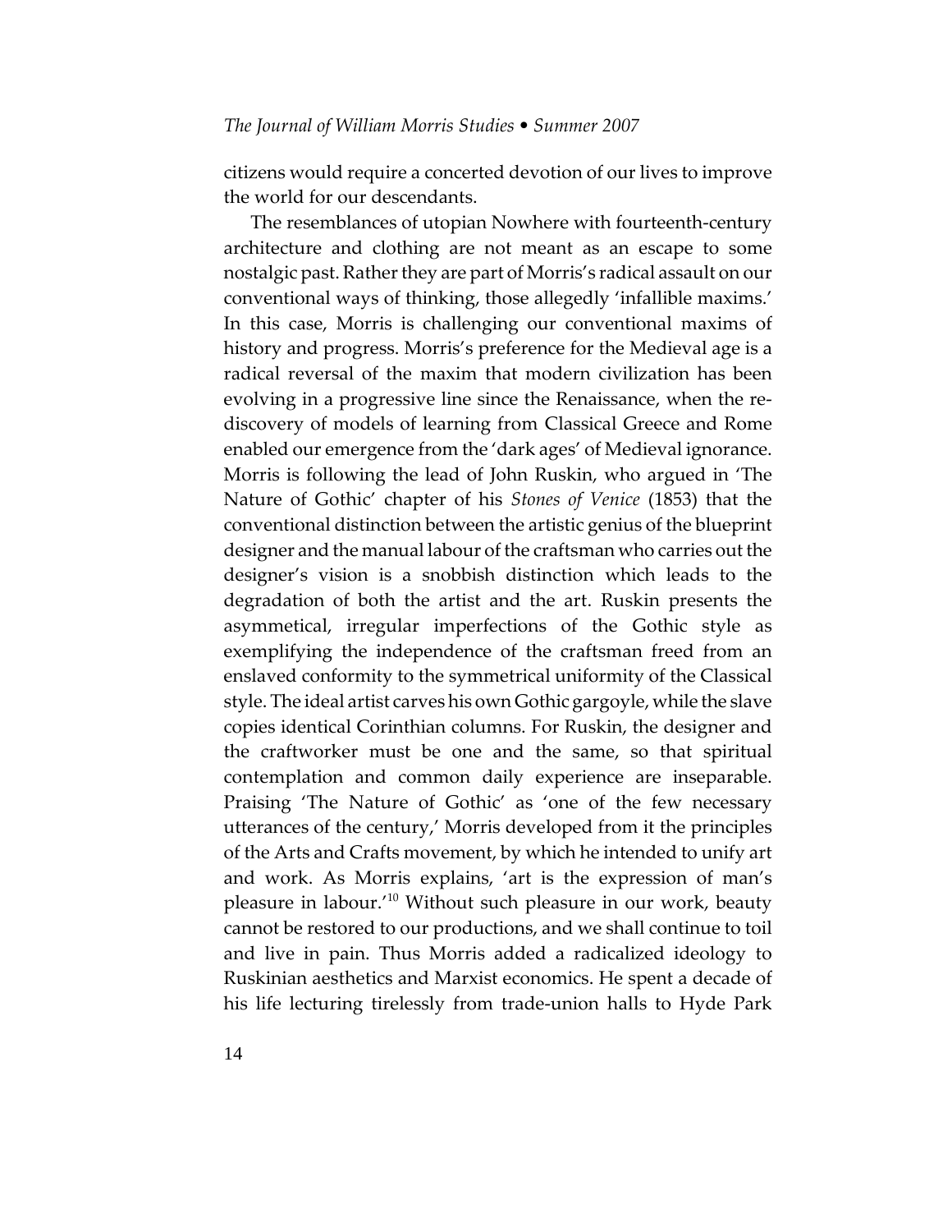citizens would require a concerted devotion of our lives to improve the world for our descendants.

The resemblances of utopian Nowhere with fourteenth-century architecture and clothing are not meant as an escape to some nostalgic past. Rather they are part of Morris's radical assault on our conventional ways of thinking, those allegedly 'infallible maxims.' In this case, Morris is challenging our conventional maxims of history and progress. Morris's preference for the Medieval age is a radical reversal of the maxim that modern civilization has been evolving in a progressive line since the Renaissance, when the re-discovery of models of learning from Classical Greece and Rome enabled our emergence from the 'dark ages' of Medieval ignorance. Morris is following the lead of John Ruskin, who argued in 'The Nature of Gothic' chapter of his *Stones of Venice* (1853) that the conventional distinction between the artistic genius of the blueprint designer and the manual labour of the craftsman who carries out the designer's vision is a snobbish distinction which leads to the degradation of both the artist and the art. Ruskin presents the asymmetical, irregular imperfections of the Gothic style as exemplifying the independence of the craftsman freed from an enslaved conformity to the symmetrical uniformity of the Classical style. The ideal artist carves his own Gothic gargoyle, while the slave copies identical Corinthian columns. For Ruskin, the designer and the craftworker must be one and the same, so that spiritual contemplation and common daily experience are inseparable. Praising 'The Nature of Gothic' as 'one of the few necessary utterances of the century,' Morris developed from it the principles of the Arts and Crafts movement, by which he intended to unify art and work. As Morris explains, 'art is the expression of man's pleasure in labour.'[10] Without such pleasure in our work, beauty cannot be restored to our productions, and we shall continue to toil and live in pain. Thus Morris added a radicalized ideology to Ruskinian aesthetics and Marxist economics. He spent a decade of his life lecturing tirelessly from trade-union halls to Hyde Park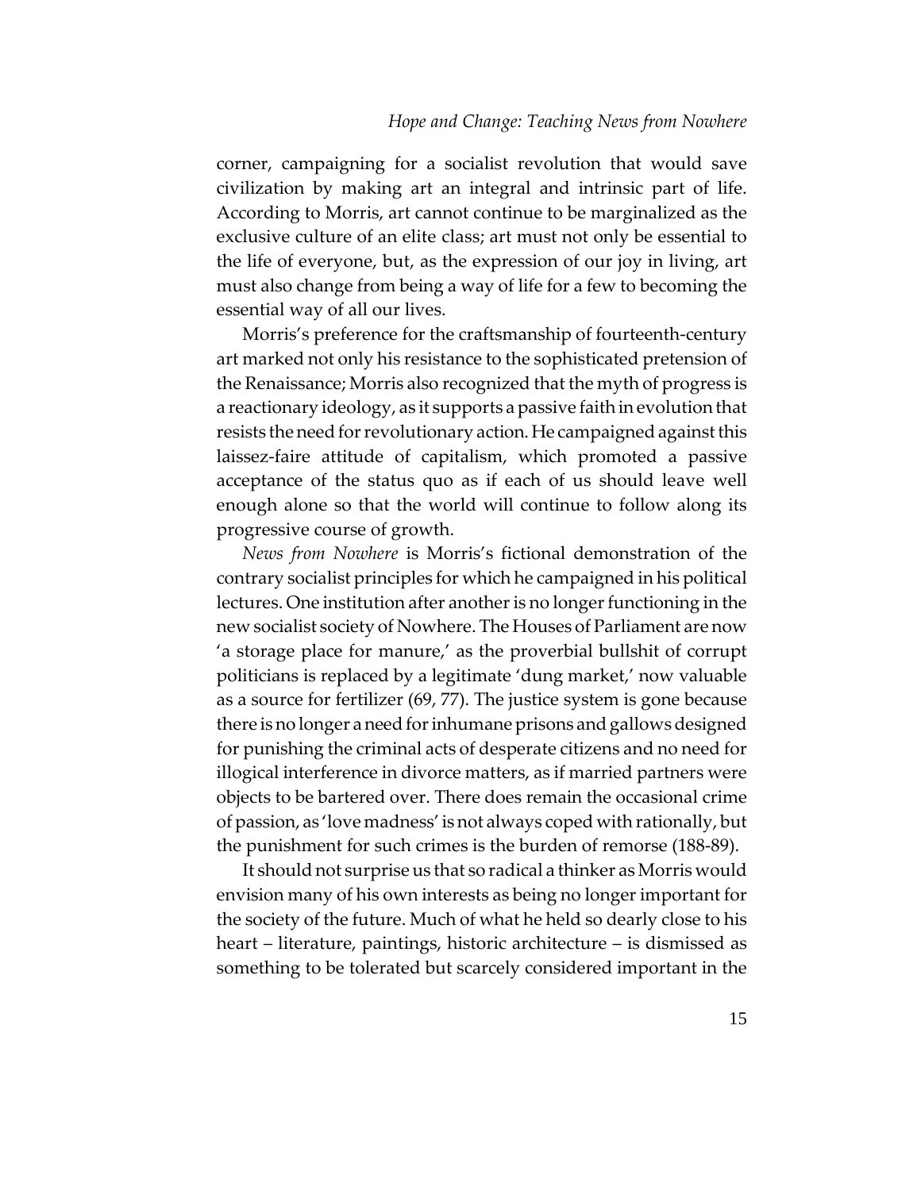corner, campaigning for a socialist revolution that would save civilization by making art an integral and intrinsic part of life. According to Morris, art cannot continue to be marginalized as the exclusive culture of an elite class; art must not only be essential to the life of everyone, but, as the expression of our joy in living, art must also change from being a way of life for a few to becoming the essential way of all our lives.

Morris's preference for the craftsmanship of fourteenth-century art marked not only his resistance to the sophisticated pretension of the Renaissance; Morris also recognized that the myth of progress is a reactionary ideology, as it supports a passive faith in evolution that resists the need for revolutionary action. He campaigned against this laissez-faire attitude of capitalism, which promoted a passive acceptance of the status quo as if each of us should leave well enough alone so that the world will continue to follow along its progressive course of growth.

*News from Nowhere* is Morris's fictional demonstration of the contrary socialist principles for which he campaigned in his political lectures. One institution after another is no longer functioning in the new socialist society of Nowhere. The Houses of Parliament are now 'a storage place for manure,' as the proverbial bullshit of corrupt politicians is replaced by a legitimate 'dung market,' now valuable as a source for fertilizer (69, 77). The justice system is gone because there is no longer a need for inhumane prisons and gallows designed for punishing the criminal acts of desperate citizens and no need for illogical interference in divorce matters, as if married partners were objects to be bartered over. There does remain the occasional crime of passion, as 'love madness' is not always coped with rationally, but the punishment for such crimes is the burden of remorse (188-89).

It should not surprise us that so radical a thinker as Morris would envision many of his own interests as being no longer important for the society of the future. Much of what he held so dearly close to his heart – literature, paintings, historic architecture – is dismissed as something to be tolerated but scarcely considered important in the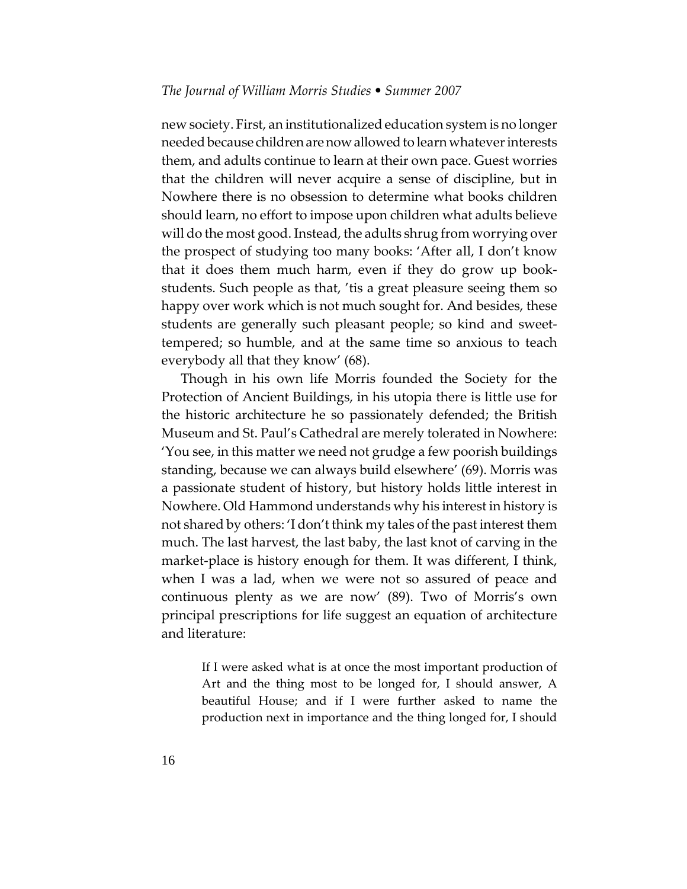new society. First, an institutionalized education system is no longer needed because children are now allowed to learn whatever interests them, and adults continue to learn at their own pace. Guest worries that the children will never acquire a sense of discipline, but in Nowhere there is no obsession to determine what books children should learn, no effort to impose upon children what adults believe will do the most good. Instead, the adults shrug from worrying over the prospect of studying too many books: 'After all, I don't know that it does them much harm, even if they do grow up book-students. Such people as that, 'tis a great pleasure seeing them so happy over work which is not much sought for. And besides, these students are generally such pleasant people; so kind and sweet-tempered; so humble, and at the same time so anxious to teach everybody all that they know' (68).

Though in his own life Morris founded the Society for the Protection of Ancient Buildings, in his utopia there is little use for the historic architecture he so passionately defended; the British Museum and St. Paul's Cathedral are merely tolerated in Nowhere: 'You see, in this matter we need not grudge a few poorish buildings standing, because we can always build elsewhere' (69). Morris was a passionate student of history, but history holds little interest in Nowhere. Old Hammond understands why his interest in history is not shared by others: 'I don't think my tales of the past interest them much. The last harvest, the last baby, the last knot of carving in the market-place is history enough for them. It was different, I think, when I was a lad, when we were not so assured of peace and continuous plenty as we are now' (89). Two of Morris's own principal prescriptions for life suggest an equation of architecture and literature:

> If I were asked what is at once the most important production of Art and the thing most to be longed for, I should answer, A beautiful House; and if I were further asked to name the production next in importance and the thing longed for, I should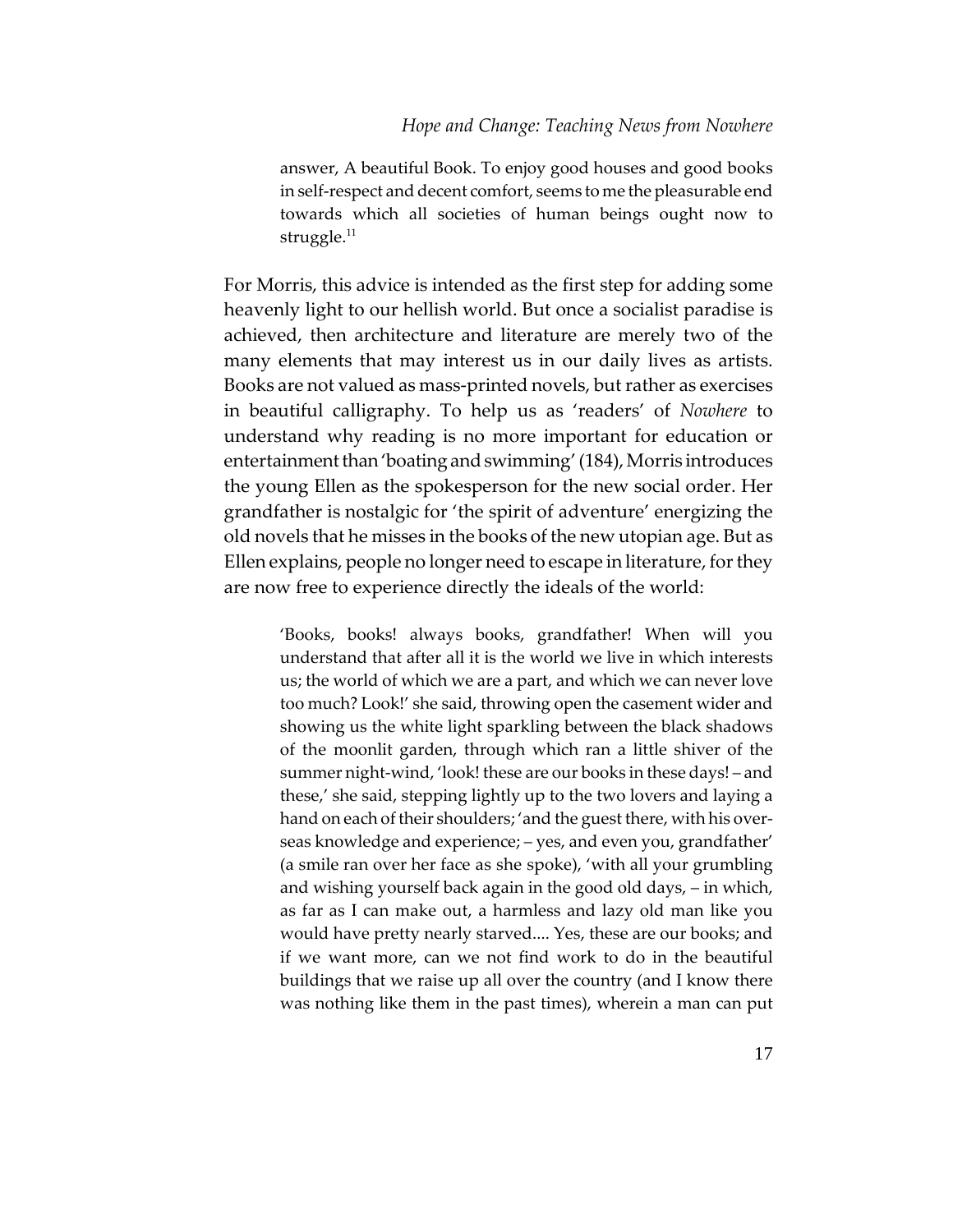answer, A beautiful Book. To enjoy good houses and good books in self-respect and decent comfort, seems to me the pleasurable end towards which all societies of human beings ought now to struggle.[11]

For Morris, this advice is intended as the first step for adding some heavenly light to our hellish world. But once a socialist paradise is achieved, then architecture and literature are merely two of the many elements that may interest us in our daily lives as artists. Books are not valued as mass-printed novels, but rather as exercises in beautiful calligraphy. To help us as 'readers' of *Nowhere* to understand why reading is no more important for education or entertainment than 'boating and swimming' (184), Morris introduces the young Ellen as the spokesperson for the new social order. Her grandfather is nostalgic for 'the spirit of adventure' energizing the old novels that he misses in the books of the new utopian age. But as Ellen explains, people no longer need to escape in literature, for they are now free to experience directly the ideals of the world:

> 'Books, books! always books, grandfather! When will you understand that after all it is the world we live in which interests us; the world of which we are a part, and which we can never love too much? Look!' she said, throwing open the casement wider and showing us the white light sparkling between the black shadows of the moonlit garden, through which ran a little shiver of the summer night-wind, 'look! these are our books in these days! – and these,' she said, stepping lightly up to the two lovers and laying a hand on each of their shoulders; 'and the guest there, with his over-seas knowledge and experience; – yes, and even you, grandfather' (a smile ran over her face as she spoke), 'with all your grumbling and wishing yourself back again in the good old days, – in which, as far as I can make out, a harmless and lazy old man like you would have pretty nearly starved.... Yes, these are our books; and if we want more, can we not find work to do in the beautiful buildings that we raise up all over the country (and I know there was nothing like them in the past times), wherein a man can put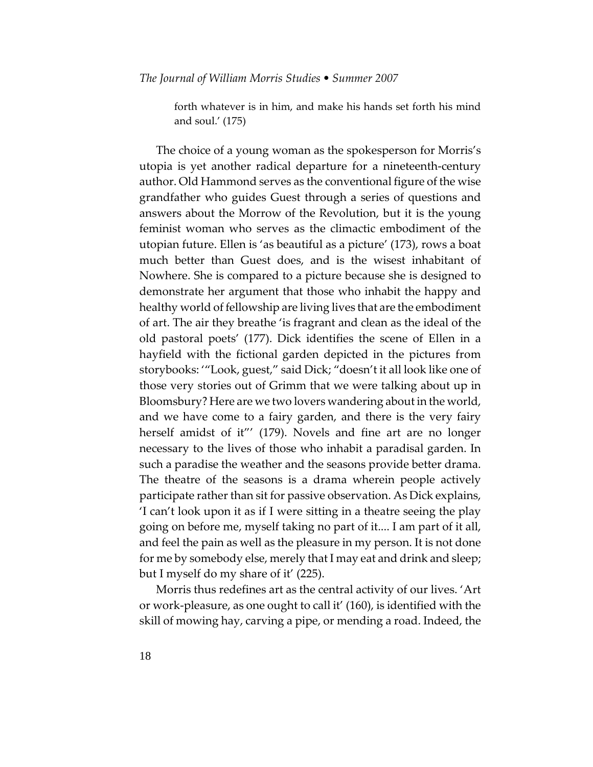> forth whatever is in him, and make his hands set forth his mind and soul.' (175)

The choice of a young woman as the spokesperson for Morris's utopia is yet another radical departure for a nineteenth-century author. Old Hammond serves as the conventional figure of the wise grandfather who guides Guest through a series of questions and answers about the Morrow of the Revolution, but it is the young feminist woman who serves as the climactic embodiment of the utopian future. Ellen is 'as beautiful as a picture' (173), rows a boat much better than Guest does, and is the wisest inhabitant of Nowhere. She is compared to a picture because she is designed to demonstrate her argument that those who inhabit the happy and healthy world of fellowship are living lives that are the embodiment of art. The air they breathe 'is fragrant and clean as the ideal of the old pastoral poets' (177). Dick identifies the scene of Ellen in a hayfield with the fictional garden depicted in the pictures from storybooks: '"Look, guest," said Dick; "doesn't it all look like one of those very stories out of Grimm that we were talking about up in Bloomsbury? Here are we two lovers wandering about in the world, and we have come to a fairy garden, and there is the very fairy herself amidst of it"' (179). Novels and fine art are no longer necessary to the lives of those who inhabit a paradisal garden. In such a paradise the weather and the seasons provide better drama. The theatre of the seasons is a drama wherein people actively participate rather than sit for passive observation. As Dick explains, 'I can't look upon it as if I were sitting in a theatre seeing the play going on before me, myself taking no part of it.... I am part of it all, and feel the pain as well as the pleasure in my person. It is not done for me by somebody else, merely that I may eat and drink and sleep; but I myself do my share of it' (225).

Morris thus redefines art as the central activity of our lives. 'Art or work-pleasure, as one ought to call it' (160), is identified with the skill of mowing hay, carving a pipe, or mending a road. Indeed, the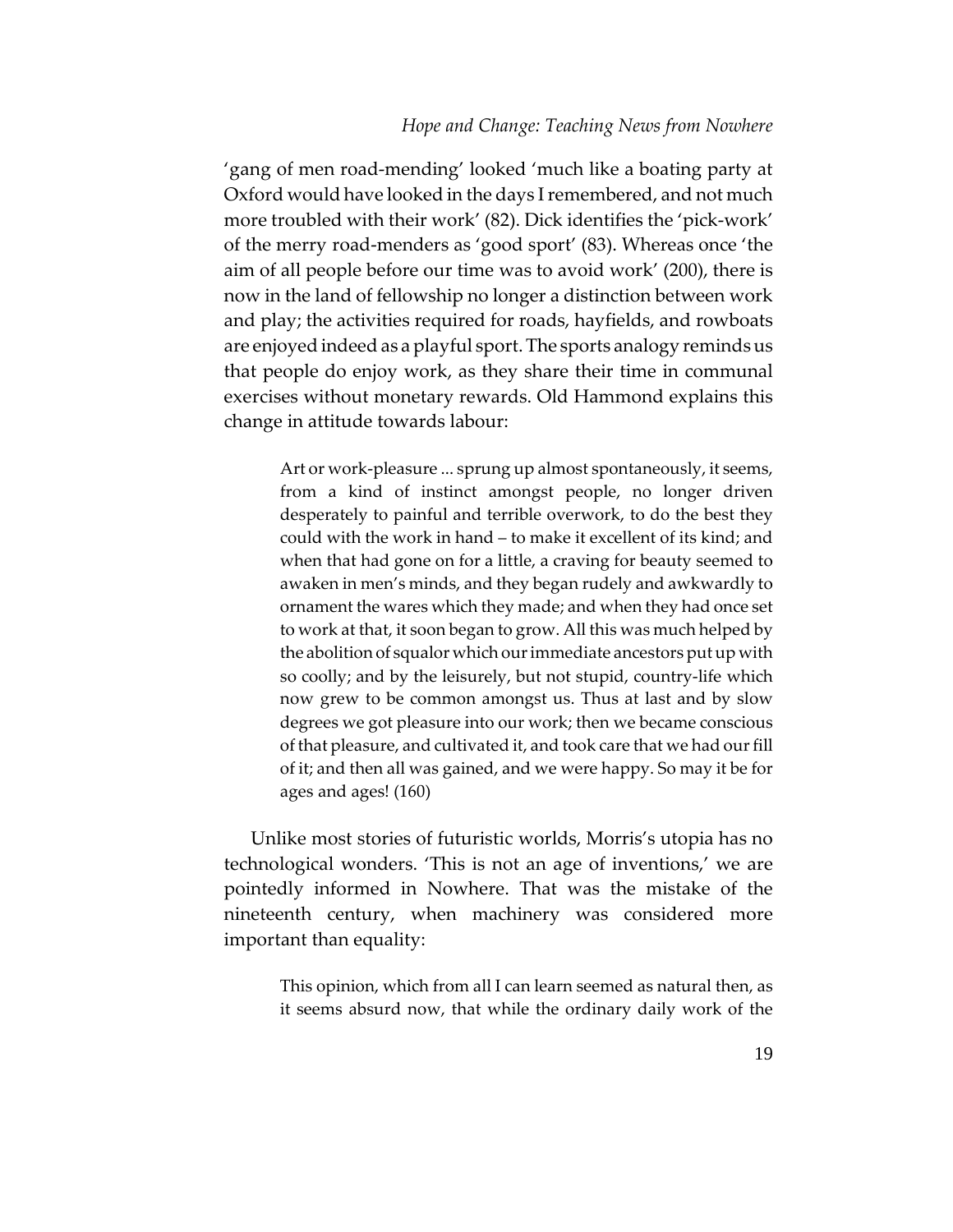'gang of men road-mending' looked 'much like a boating party at Oxford would have looked in the days I remembered, and not much more troubled with their work' (82). Dick identifies the 'pick-work' of the merry road-menders as 'good sport' (83). Whereas once 'the aim of all people before our time was to avoid work' (200), there is now in the land of fellowship no longer a distinction between work and play; the activities required for roads, hayfields, and rowboats are enjoyed indeed as a playful sport. The sports analogy reminds us that people do enjoy work, as they share their time in communal exercises without monetary rewards. Old Hammond explains this change in attitude towards labour:

> Art or work-pleasure ... sprung up almost spontaneously, it seems, from a kind of instinct amongst people, no longer driven desperately to painful and terrible overwork, to do the best they could with the work in hand – to make it excellent of its kind; and when that had gone on for a little, a craving for beauty seemed to awaken in men's minds, and they began rudely and awkwardly to ornament the wares which they made; and when they had once set to work at that, it soon began to grow. All this was much helped by the abolition of squalor which our immediate ancestors put up with so coolly; and by the leisurely, but not stupid, country-life which now grew to be common amongst us. Thus at last and by slow degrees we got pleasure into our work; then we became conscious of that pleasure, and cultivated it, and took care that we had our fill of it; and then all was gained, and we were happy. So may it be for ages and ages! (160)

Unlike most stories of futuristic worlds, Morris's utopia has no technological wonders. 'This is not an age of inventions,' we are pointedly informed in Nowhere. That was the mistake of the nineteenth century, when machinery was considered more important than equality:

> This opinion, which from all I can learn seemed as natural then, as it seems absurd now, that while the ordinary daily work of the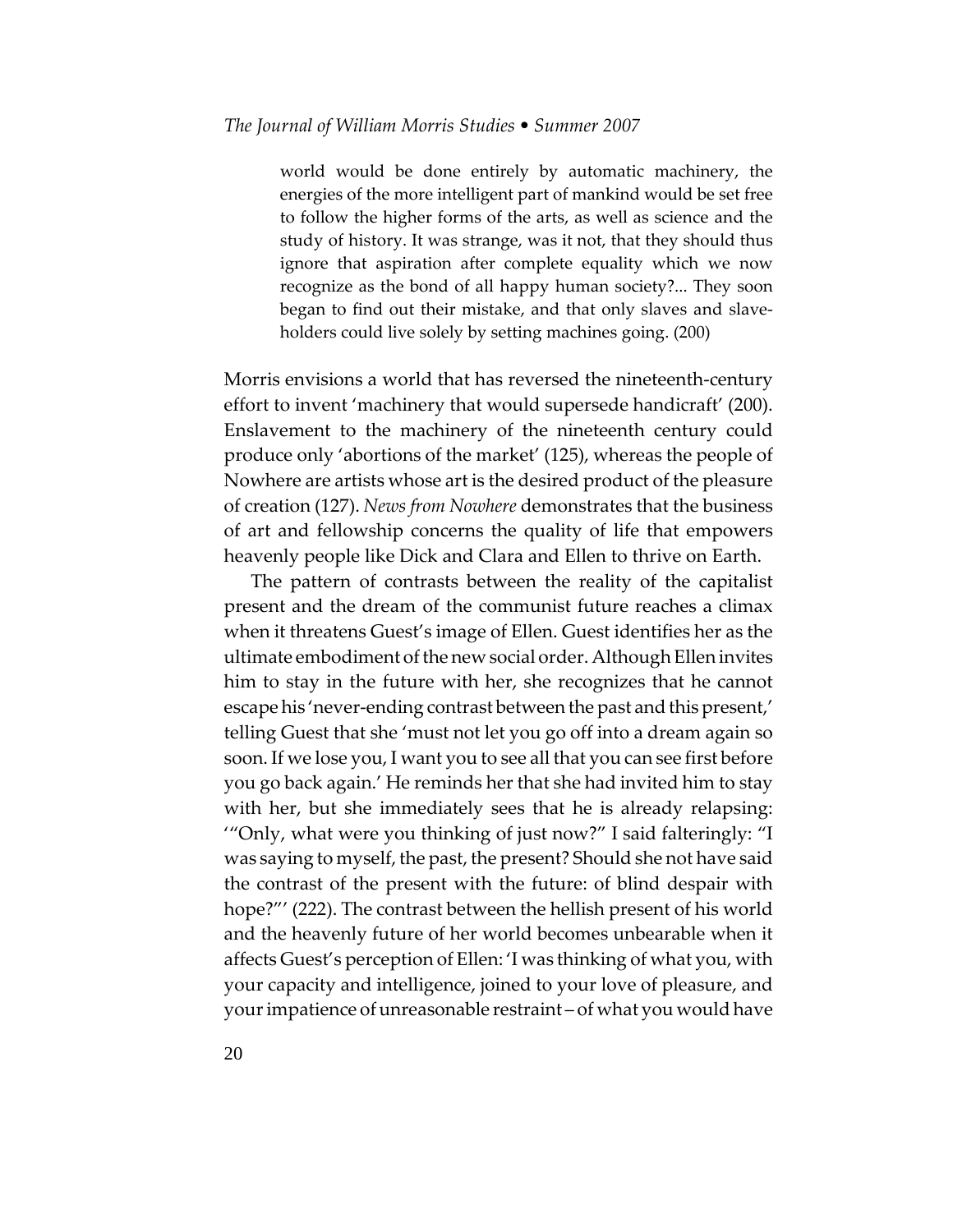> world would be done entirely by automatic machinery, the energies of the more intelligent part of mankind would be set free to follow the higher forms of the arts, as well as science and the study of history. It was strange, was it not, that they should thus ignore that aspiration after complete equality which we now recognize as the bond of all happy human society?... They soon began to find out their mistake, and that only slaves and slave-holders could live solely by setting machines going. (200)

Morris envisions a world that has reversed the nineteenth-century effort to invent 'machinery that would supersede handicraft' (200). Enslavement to the machinery of the nineteenth century could produce only 'abortions of the market' (125), whereas the people of Nowhere are artists whose art is the desired product of the pleasure of creation (127). *News from Nowhere* demonstrates that the business of art and fellowship concerns the quality of life that empowers heavenly people like Dick and Clara and Ellen to thrive on Earth.

The pattern of contrasts between the reality of the capitalist present and the dream of the communist future reaches a climax when it threatens Guest's image of Ellen. Guest identifies her as the ultimate embodiment of the new social order. Although Ellen invites him to stay in the future with her, she recognizes that he cannot escape his 'never-ending contrast between the past and this present,' telling Guest that she 'must not let you go off into a dream again so soon. If we lose you, I want you to see all that you can see first before you go back again.' He reminds her that she had invited him to stay with her, but she immediately sees that he is already relapsing: '"Only, what were you thinking of just now?" I said falteringly: "I was saying to myself, the past, the present? Should she not have said the contrast of the present with the future: of blind despair with hope?"' (222). The contrast between the hellish present of his world and the heavenly future of her world becomes unbearable when it affects Guest's perception of Ellen: 'I was thinking of what you, with your capacity and intelligence, joined to your love of pleasure, and your impatience of unreasonable restraint – of what you would have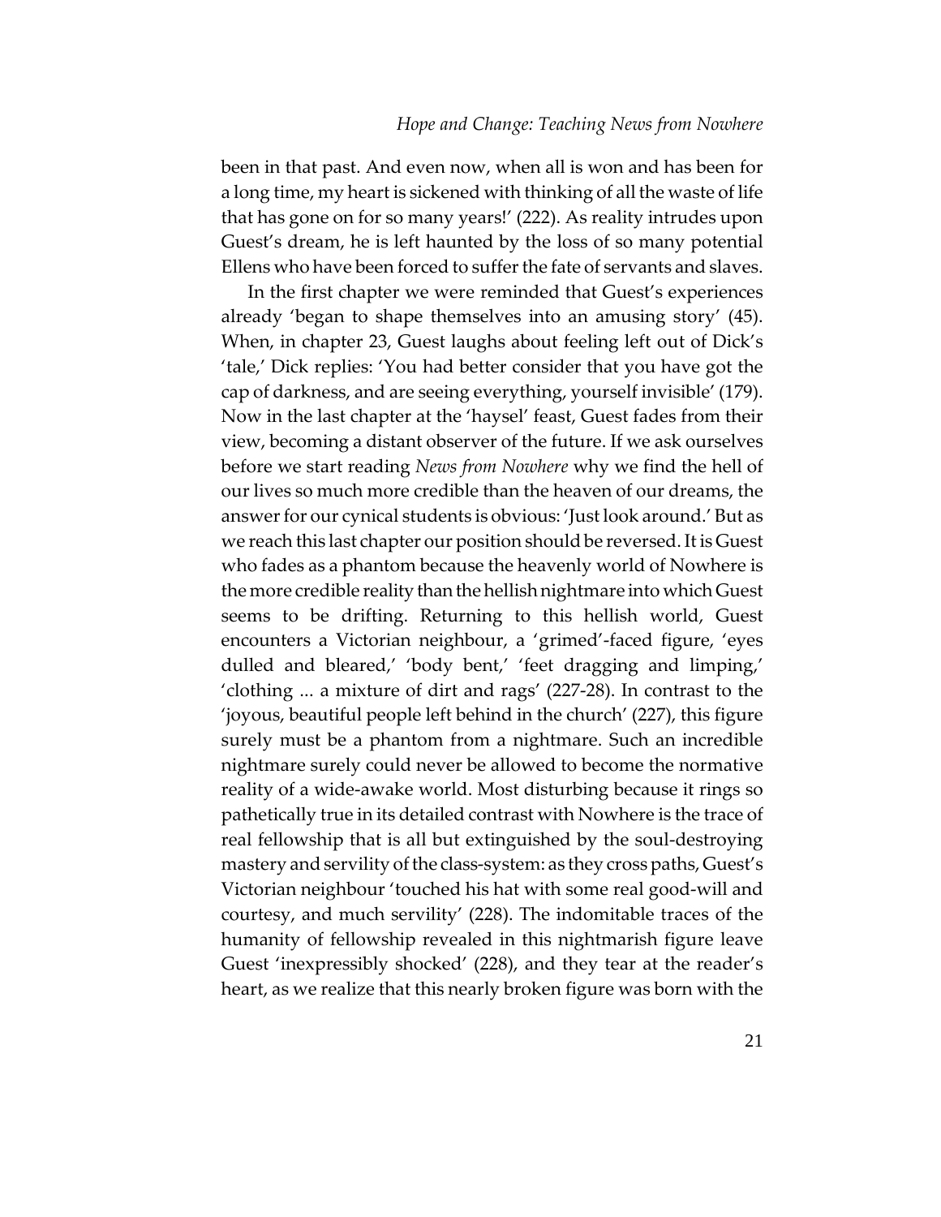been in that past. And even now, when all is won and has been for a long time, my heart is sickened with thinking of all the waste of life that has gone on for so many years!' (222). As reality intrudes upon Guest's dream, he is left haunted by the loss of so many potential Ellens who have been forced to suffer the fate of servants and slaves.

In the first chapter we were reminded that Guest's experiences already 'began to shape themselves into an amusing story' (45). When, in chapter 23, Guest laughs about feeling left out of Dick's 'tale,' Dick replies: 'You had better consider that you have got the cap of darkness, and are seeing everything, yourself invisible' (179). Now in the last chapter at the 'haysel' feast, Guest fades from their view, becoming a distant observer of the future. If we ask ourselves before we start reading *News from Nowhere* why we find the hell of our lives so much more credible than the heaven of our dreams, the answer for our cynical students is obvious: 'Just look around.' But as we reach this last chapter our position should be reversed. It is Guest who fades as a phantom because the heavenly world of Nowhere is the more credible reality than the hellish nightmare into which Guest seems to be drifting. Returning to this hellish world, Guest encounters a Victorian neighbour, a 'grimed'-faced figure, 'eyes dulled and bleared,' 'body bent,' 'feet dragging and limping,' 'clothing ... a mixture of dirt and rags' (227-28). In contrast to the 'joyous, beautiful people left behind in the church' (227), this figure surely must be a phantom from a nightmare. Such an incredible nightmare surely could never be allowed to become the normative reality of a wide-awake world. Most disturbing because it rings so pathetically true in its detailed contrast with Nowhere is the trace of real fellowship that is all but extinguished by the soul-destroying mastery and servility of the class-system: as they cross paths, Guest's Victorian neighbour 'touched his hat with some real good-will and courtesy, and much servility' (228). The indomitable traces of the humanity of fellowship revealed in this nightmarish figure leave Guest 'inexpressibly shocked' (228), and they tear at the reader's heart, as we realize that this nearly broken figure was born with the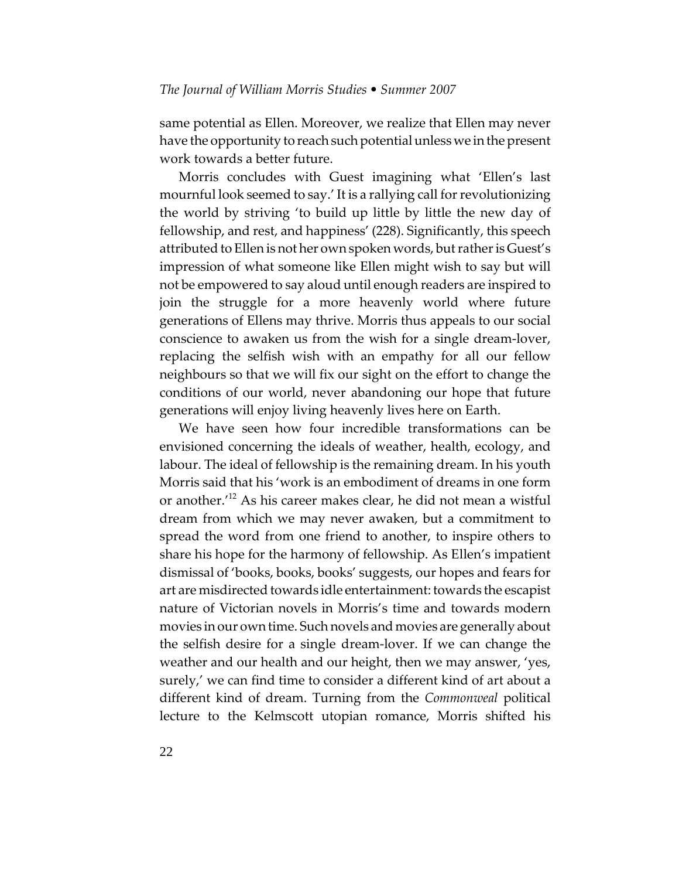same potential as Ellen. Moreover, we realize that Ellen may never have the opportunity to reach such potential unless we in the present work towards a better future.

Morris concludes with Guest imagining what 'Ellen's last mournful look seemed to say.' It is a rallying call for revolutionizing the world by striving 'to build up little by little the new day of fellowship, and rest, and happiness' (228). Significantly, this speech attributed to Ellen is not her own spoken words, but rather is Guest's impression of what someone like Ellen might wish to say but will not be empowered to say aloud until enough readers are inspired to join the struggle for a more heavenly world where future generations of Ellens may thrive. Morris thus appeals to our social conscience to awaken us from the wish for a single dream-lover, replacing the selfish wish with an empathy for all our fellow neighbours so that we will fix our sight on the effort to change the conditions of our world, never abandoning our hope that future generations will enjoy living heavenly lives here on Earth.

We have seen how four incredible transformations can be envisioned concerning the ideals of weather, health, ecology, and labour. The ideal of fellowship is the remaining dream. In his youth Morris said that his 'work is an embodiment of dreams in one form or another.'[12] As his career makes clear, he did not mean a wistful dream from which we may never awaken, but a commitment to spread the word from one friend to another, to inspire others to share his hope for the harmony of fellowship. As Ellen's impatient dismissal of 'books, books, books' suggests, our hopes and fears for art are misdirected towards idle entertainment: towards the escapist nature of Victorian novels in Morris's time and towards modern movies in our own time. Such novels and movies are generally about the selfish desire for a single dream-lover. If we can change the weather and our health and our height, then we may answer, 'yes, surely,' we can find time to consider a different kind of art about a different kind of dream. Turning from the *Commonweal* political lecture to the Kelmscott utopian romance, Morris shifted his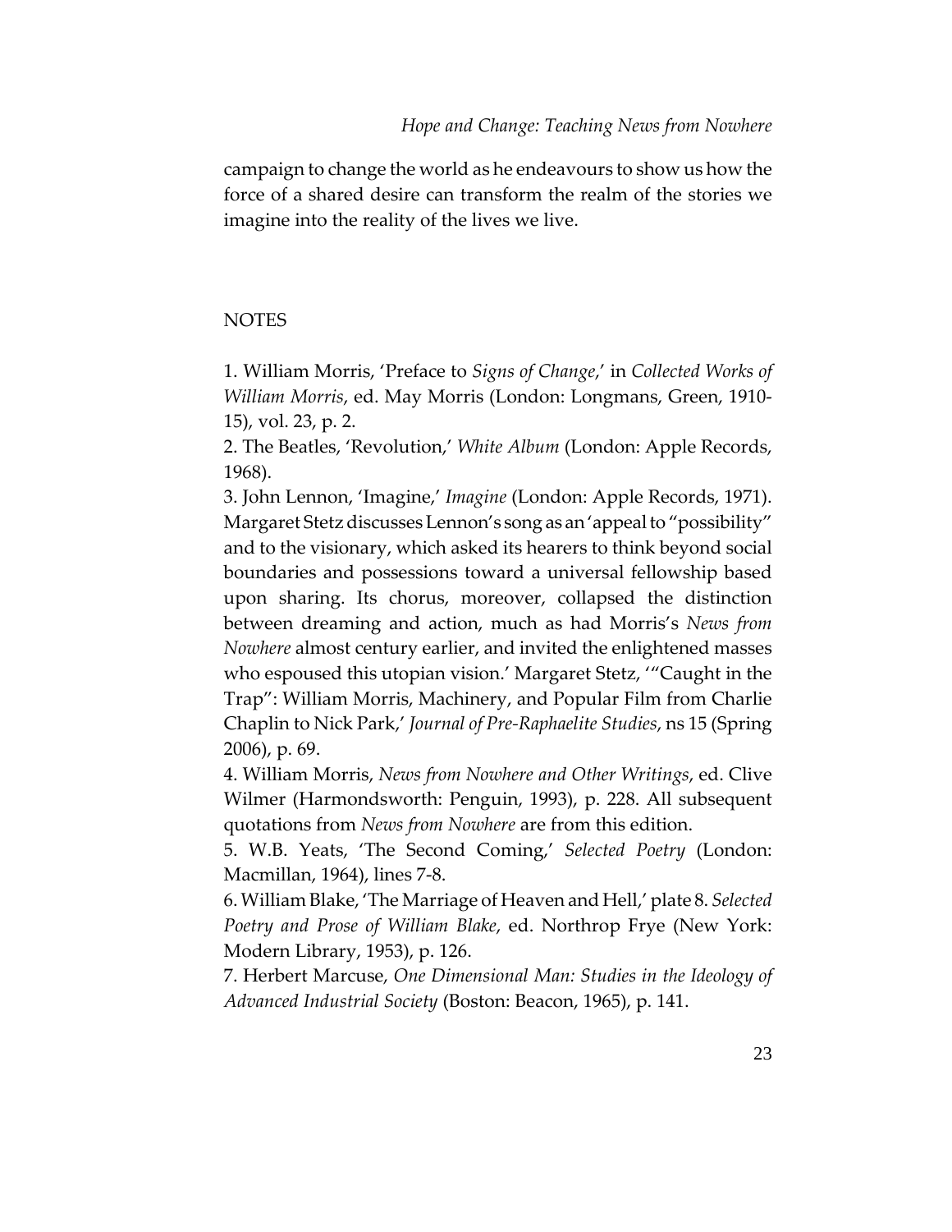campaign to change the world as he endeavours to show us how the force of a shared desire can transform the realm of the stories we imagine into the reality of the lives we live.

## NOTES

1. William Morris, 'Preface to *Signs of Change*,' in *Collected Works of William Morris*, ed. May Morris (London: Longmans, Green, 1910-15), vol. 23, p. 2.

2. The Beatles, 'Revolution,' *White Album* (London: Apple Records, 1968).

3. John Lennon, 'Imagine,' *Imagine* (London: Apple Records, 1971). Margaret Stetz discusses Lennon's song as an 'appeal to "possibility" and to the visionary, which asked its hearers to think beyond social boundaries and possessions toward a universal fellowship based upon sharing. Its chorus, moreover, collapsed the distinction between dreaming and action, much as had Morris's *News from Nowhere* almost century earlier, and invited the enlightened masses who espoused this utopian vision.' Margaret Stetz, '"Caught in the Trap": William Morris, Machinery, and Popular Film from Charlie Chaplin to Nick Park,' *Journal of Pre-Raphaelite Studies*, ns 15 (Spring 2006), p. 69.

4. William Morris, *News from Nowhere and Other Writings*, ed. Clive Wilmer (Harmondsworth: Penguin, 1993), p. 228. All subsequent quotations from *News from Nowhere* are from this edition.

5. W.B. Yeats, 'The Second Coming,' *Selected Poetry* (London: Macmillan, 1964), lines 7-8.

6. William Blake, 'The Marriage of Heaven and Hell,' plate 8. *Selected Poetry and Prose of William Blake*, ed. Northrop Frye (New York: Modern Library, 1953), p. 126.

7. Herbert Marcuse, *One Dimensional Man: Studies in the Ideology of Advanced Industrial Society* (Boston: Beacon, 1965), p. 141.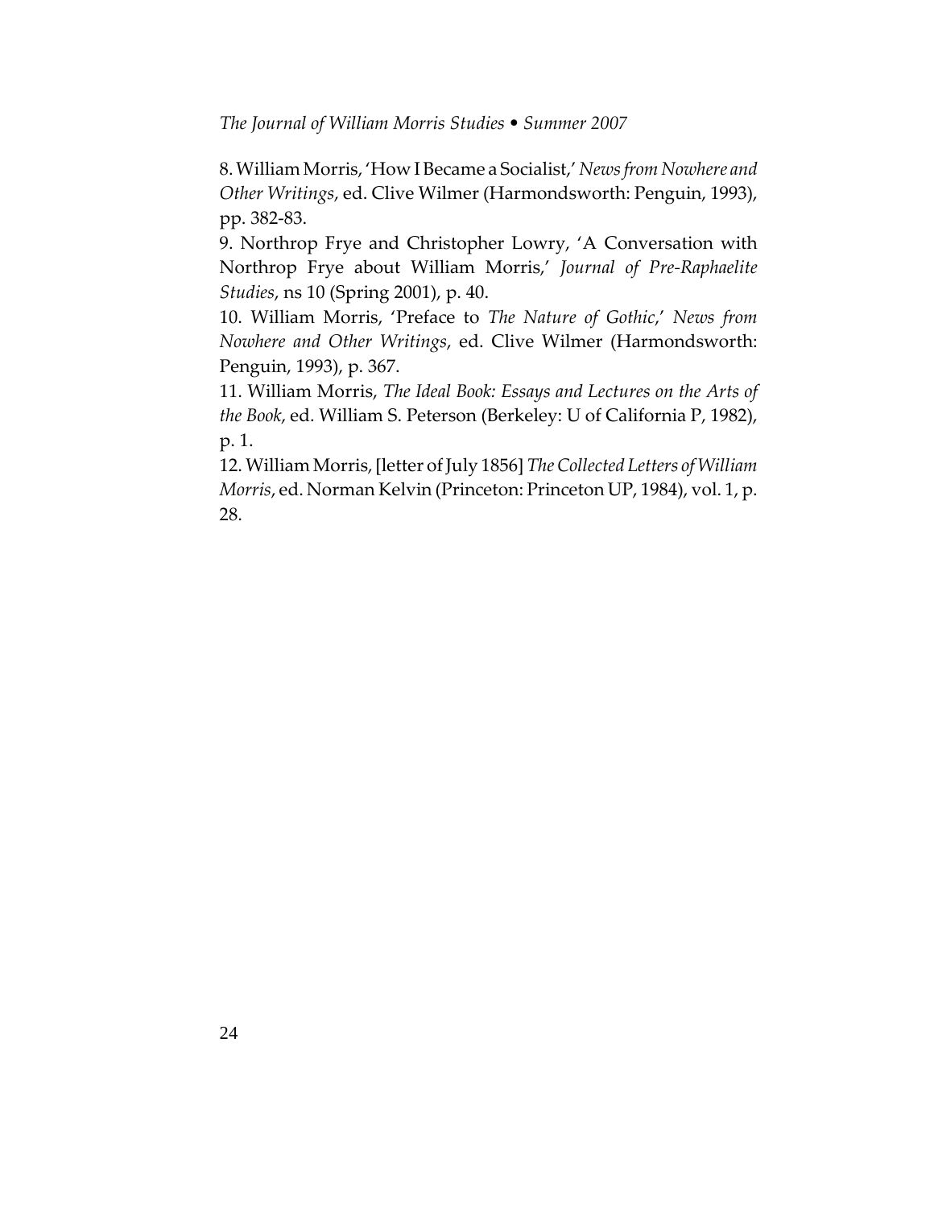8. William Morris, 'How I Became a Socialist,' *News from Nowhere and Other Writings*, ed. Clive Wilmer (Harmondsworth: Penguin, 1993), pp. 382-83.

9. Northrop Frye and Christopher Lowry, 'A Conversation with Northrop Frye about William Morris,' *Journal of Pre-Raphaelite Studies*, ns 10 (Spring 2001), p. 40.

10. William Morris, 'Preface to *The Nature of Gothic*,' *News from Nowhere and Other Writings*, ed. Clive Wilmer (Harmondsworth: Penguin, 1993), p. 367.

11. William Morris, *The Ideal Book: Essays and Lectures on the Arts of the Book*, ed. William S. Peterson (Berkeley: U of California P, 1982), p. 1.

12. William Morris, [letter of July 1856] *The Collected Letters of William Morris*, ed. Norman Kelvin (Princeton: Princeton UP, 1984), vol. 1, p. 28.